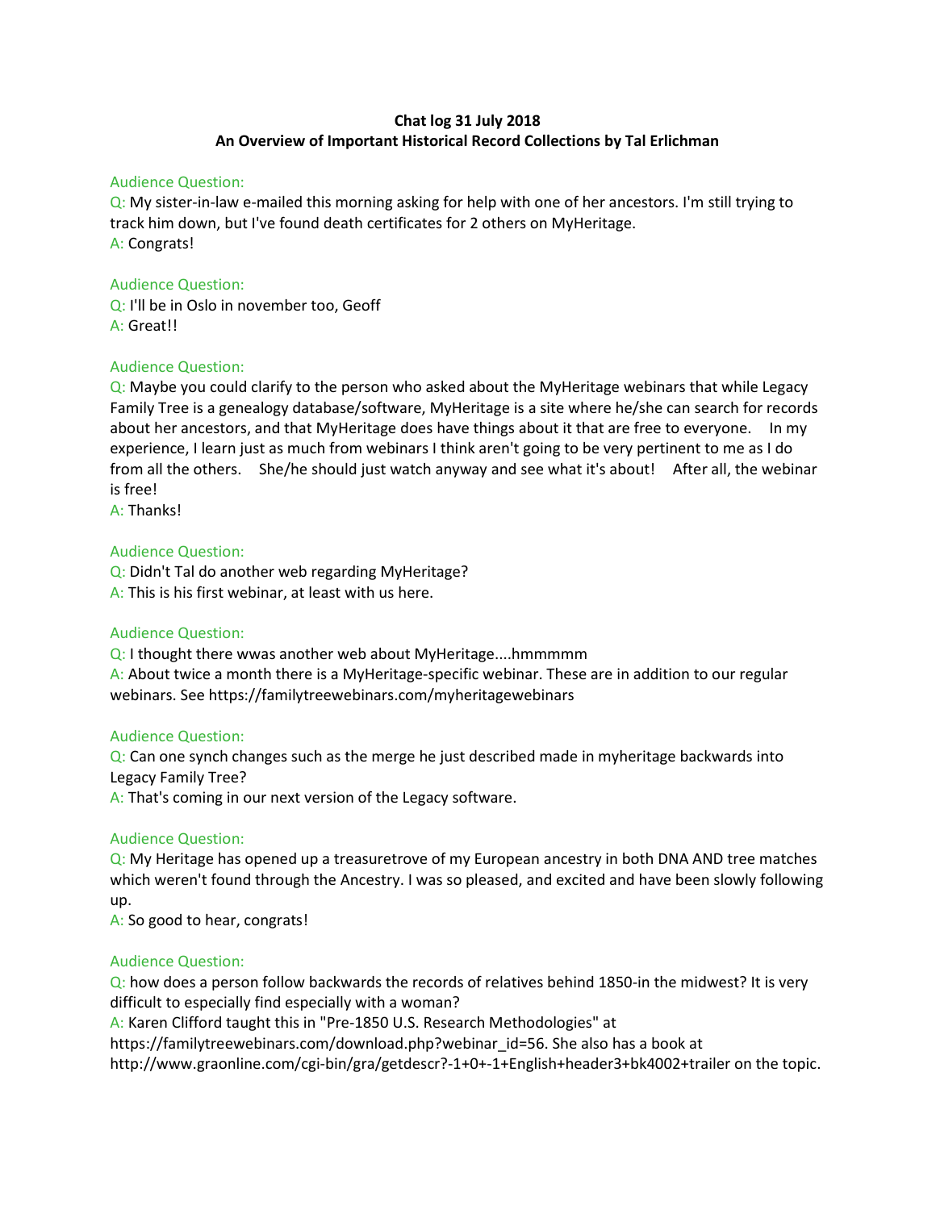**Chat log 31 July 2018**
**An Overview of Important Historical Record Collections by Tal Erlichman**

Audience Question:

Q: My sister-in-law e-mailed this morning asking for help with one of her ancestors. I'm still trying to track him down, but I've found death certificates for 2 others on MyHeritage.

A: Congrats!

Audience Question:

Q: I'll be in Oslo in november too, Geoff

A: Great!!

Audience Question:

Q: Maybe you could clarify to the person who asked about the MyHeritage webinars that while Legacy Family Tree is a genealogy database/software, MyHeritage is a site where he/she can search for records about her ancestors, and that MyHeritage does have things about it that are free to everyone. In my experience, I learn just as much from webinars I think aren't going to be very pertinent to me as I do from all the others. She/he should just watch anyway and see what it's about! After all, the webinar is free!

A: Thanks!

Audience Question:

Q: Didn't Tal do another web regarding MyHeritage?

A: This is his first webinar, at least with us here.

Audience Question:

Q: I thought there wwas another web about MyHeritage....hmmmmm

A: About twice a month there is a MyHeritage-specific webinar. These are in addition to our regular webinars. See https://familytreewebinars.com/myheritagewebinars

Audience Question:

Q: Can one synch changes such as the merge he just described made in myheritage backwards into Legacy Family Tree?

A: That's coming in our next version of the Legacy software.

Audience Question:

Q: My Heritage has opened up a treasuretrove of my European ancestry in both DNA AND tree matches which weren't found through the Ancestry. I was so pleased, and excited and have been slowly following up.

A: So good to hear, congrats!

Audience Question:

Q: how does a person follow backwards the records of relatives behind 1850-in the midwest? It is very difficult to especially find especially with a woman?

A: Karen Clifford taught this in "Pre-1850 U.S. Research Methodologies" at https://familytreewebinars.com/download.php?webinar_id=56. She also has a book at http://www.graonline.com/cgi-bin/gra/getdescr?-1+0+-1+English+header3+bk4002+trailer on the topic.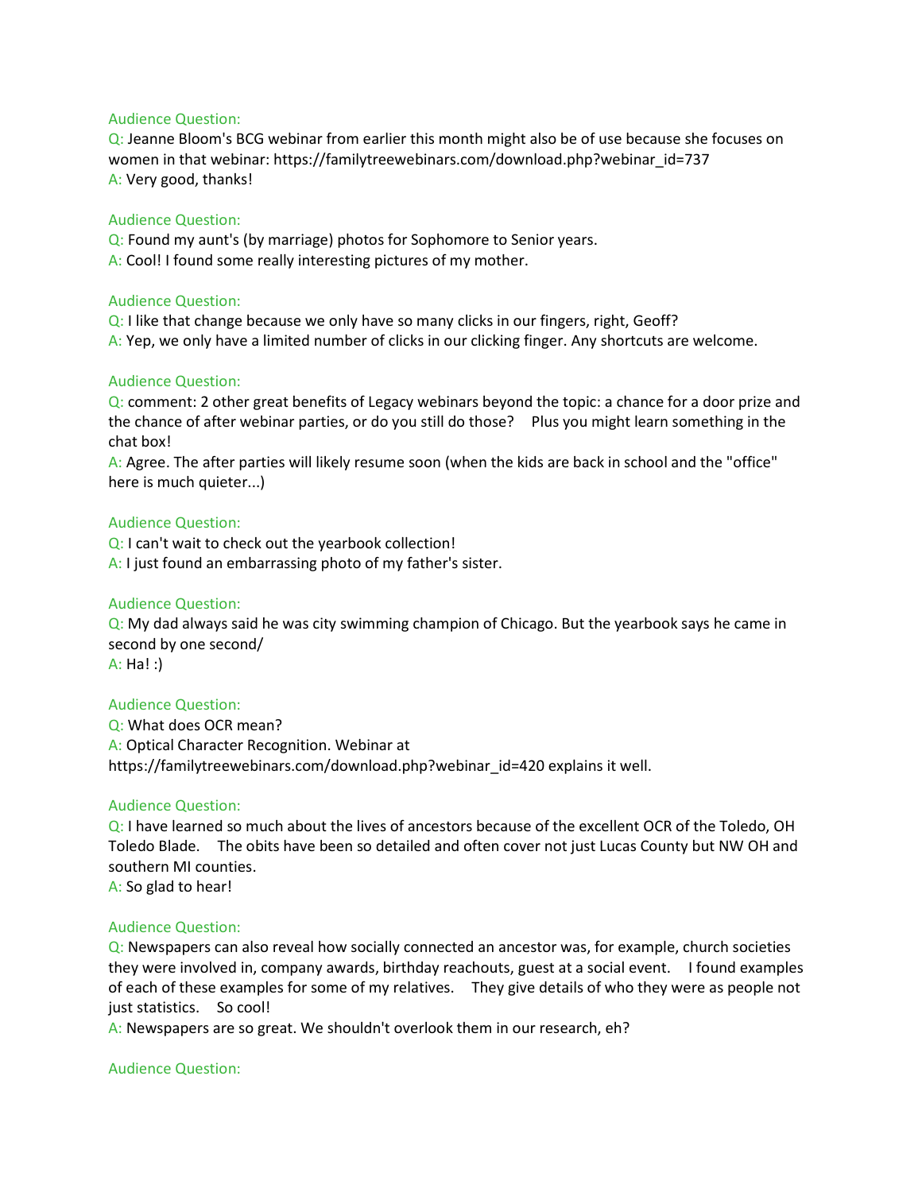Audience Question:

Q: Jeanne Bloom's BCG webinar from earlier this month might also be of use because she focuses on women in that webinar: https://familytreewebinars.com/download.php?webinar_id=737

A: Very good, thanks!

Audience Question:

Q: Found my aunt's (by marriage) photos for Sophomore to Senior years.

A: Cool! I found some really interesting pictures of my mother.

Audience Question:

Q: I like that change because we only have so many clicks in our fingers, right, Geoff?

A: Yep, we only have a limited number of clicks in our clicking finger. Any shortcuts are welcome.

Audience Question:

Q: comment: 2 other great benefits of Legacy webinars beyond the topic: a chance for a door prize and the chance of after webinar parties, or do you still do those?   Plus you might learn something in the chat box!

A: Agree. The after parties will likely resume soon (when the kids are back in school and the "office" here is much quieter...)

Audience Question:

Q: I can't wait to check out the yearbook collection!

A: I just found an embarrassing photo of my father's sister.

Audience Question:

Q: My dad always said he was city swimming champion of Chicago. But the yearbook says he came in second by one second/

A: Ha! :)

Audience Question:

Q: What does OCR mean?

A: Optical Character Recognition. Webinar at https://familytreewebinars.com/download.php?webinar_id=420 explains it well.

Audience Question:

Q: I have learned so much about the lives of ancestors because of the excellent OCR of the Toledo, OH Toledo Blade.   The obits have been so detailed and often cover not just Lucas County but NW OH and southern MI counties.

A: So glad to hear!

Audience Question:

Q: Newspapers can also reveal how socially connected an ancestor was, for example, church societies they were involved in, company awards, birthday reachouts, guest at a social event.   I found examples of each of these examples for some of my relatives.   They give details of who they were as people not just statistics.   So cool!

A: Newspapers are so great. We shouldn't overlook them in our research, eh?

Audience Question: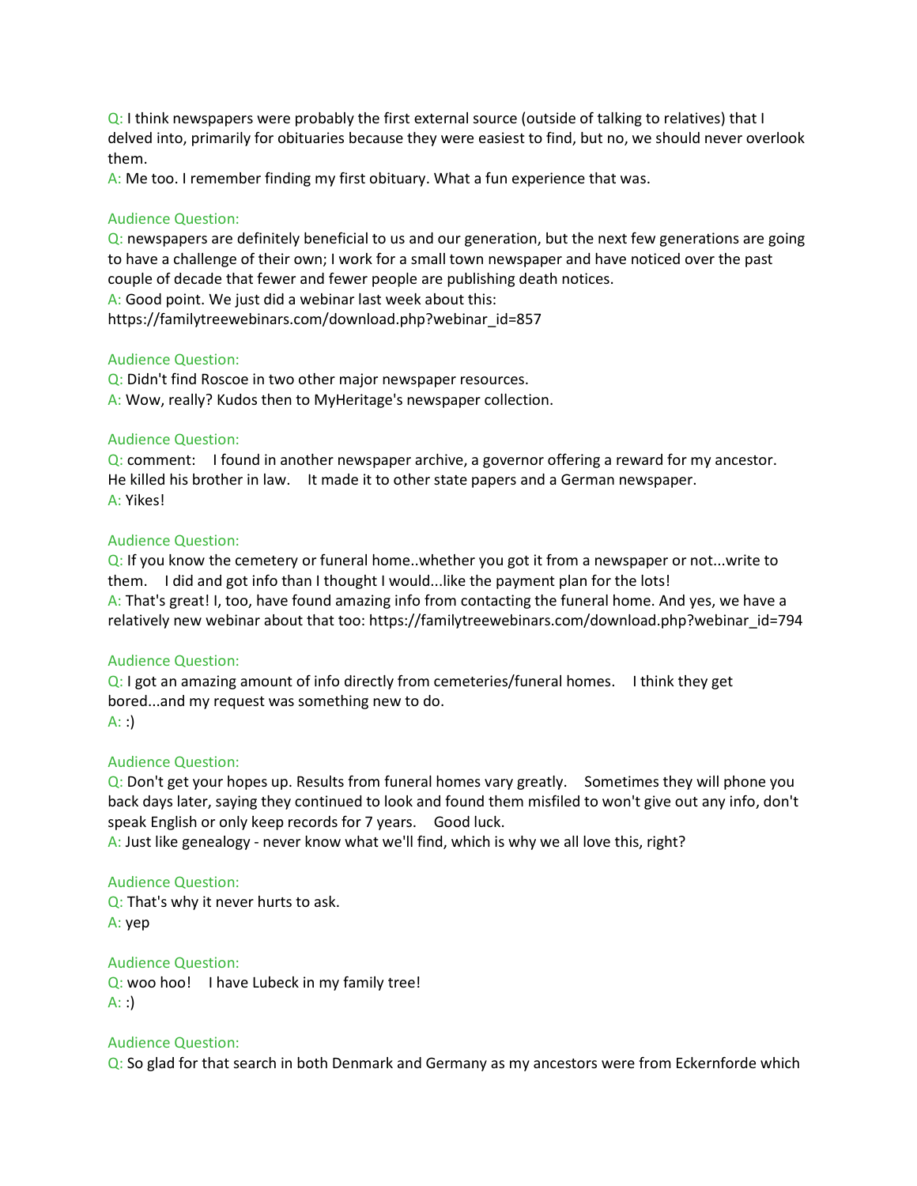Q: I think newspapers were probably the first external source (outside of talking to relatives) that I delved into, primarily for obituaries because they were easiest to find, but no, we should never overlook them.
A: Me too. I remember finding my first obituary. What a fun experience that was.

Audience Question:
Q: newspapers are definitely beneficial to us and our generation, but the next few generations are going to have a challenge of their own; I work for a small town newspaper and have noticed over the past couple of decade that fewer and fewer people are publishing death notices.
A: Good point. We just did a webinar last week about this:
https://familytreewebinars.com/download.php?webinar_id=857

Audience Question:
Q: Didn't find Roscoe in two other major newspaper resources.
A: Wow, really? Kudos then to MyHeritage's newspaper collection.

Audience Question:
Q: comment: I found in another newspaper archive, a governor offering a reward for my ancestor. He killed his brother in law. It made it to other state papers and a German newspaper.
A: Yikes!

Audience Question:
Q: If you know the cemetery or funeral home..whether you got it from a newspaper or not...write to them. I did and got info than I thought I would...like the payment plan for the lots!
A: That's great! I, too, have found amazing info from contacting the funeral home. And yes, we have a relatively new webinar about that too: https://familytreewebinars.com/download.php?webinar_id=794

Audience Question:
Q: I got an amazing amount of info directly from cemeteries/funeral homes. I think they get bored...and my request was something new to do.
A: :)

Audience Question:
Q: Don't get your hopes up. Results from funeral homes vary greatly. Sometimes they will phone you back days later, saying they continued to look and found them misfiled to won't give out any info, don't speak English or only keep records for 7 years. Good luck.
A: Just like genealogy - never know what we'll find, which is why we all love this, right?

Audience Question:
Q: That's why it never hurts to ask.
A: yep

Audience Question:
Q: woo hoo! I have Lubeck in my family tree!
A: :)

Audience Question:
Q: So glad for that search in both Denmark and Germany as my ancestors were from Eckernforde which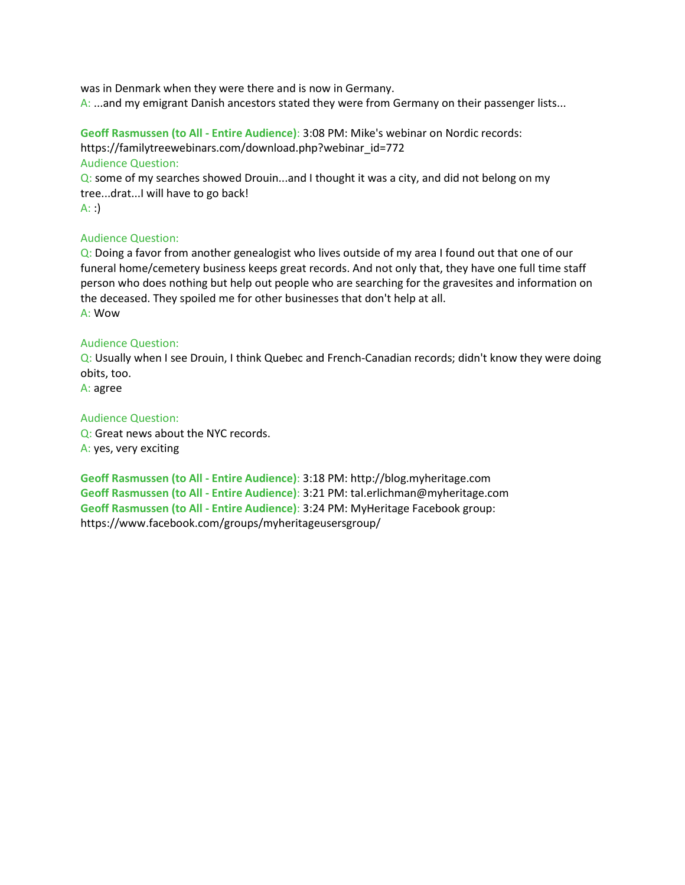was in Denmark when they were there and is now in Germany.
A: ...and my emigrant Danish ancestors stated they were from Germany on their passenger lists...

**Geoff Rasmussen (to All - Entire Audience)**: 3:08 PM: Mike's webinar on Nordic records: https://familytreewebinars.com/download.php?webinar_id=772
Audience Question:
Q: some of my searches showed Drouin...and I thought it was a city, and did not belong on my tree...drat...I will have to go back!
A: :)

Audience Question:
Q: Doing a favor from another genealogist who lives outside of my area I found out that one of our funeral home/cemetery business keeps great records. And not only that, they have one full time staff person who does nothing but help out people who are searching for the gravesites and information on the deceased. They spoiled me for other businesses that don't help at all.
A: Wow

Audience Question:
Q: Usually when I see Drouin, I think Quebec and French-Canadian records; didn't know they were doing obits, too.
A: agree

Audience Question:
Q: Great news about the NYC records.
A: yes, very exciting

**Geoff Rasmussen (to All - Entire Audience)**: 3:18 PM: http://blog.myheritage.com
**Geoff Rasmussen (to All - Entire Audience)**: 3:21 PM: tal.erlichman@myheritage.com
**Geoff Rasmussen (to All - Entire Audience)**: 3:24 PM: MyHeritage Facebook group: https://www.facebook.com/groups/myheritageusersgroup/